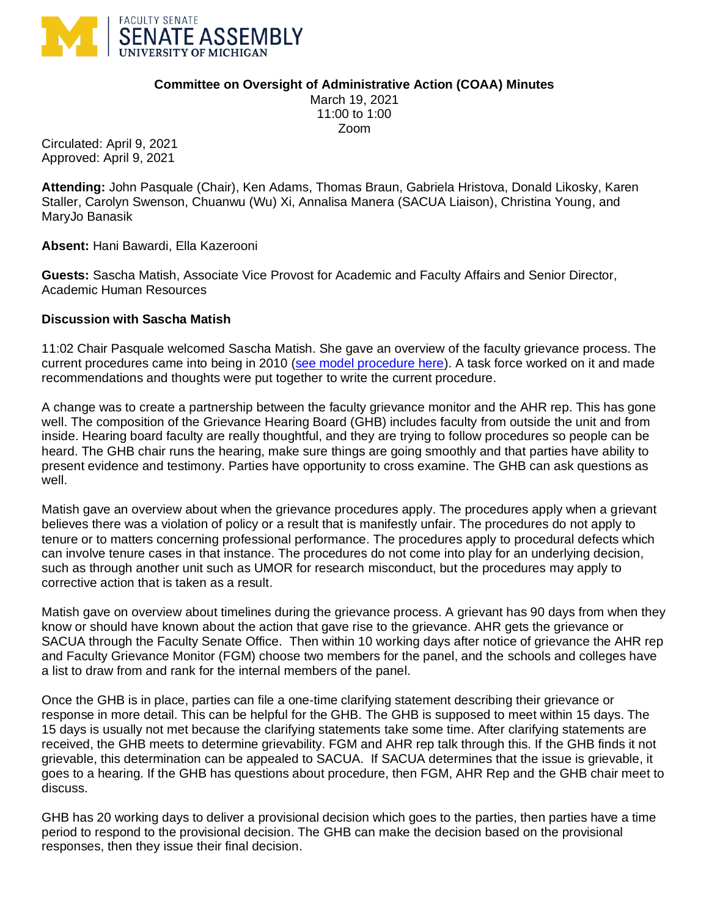FACULTY SENATE
SENATE ASSEMBLY
UNIVERSITY OF MICHIGAN

**Committee on Oversight of Administrative Action (COAA) Minutes**

March 19, 2021
11:00 to 1:00
Zoom

Circulated: April 9, 2021
Approved: April 9, 2021

**Attending:** John Pasquale (Chair), Ken Adams, Thomas Braun, Gabriela Hristova, Donald Likosky, Karen Staller, Carolyn Swenson, Chuanwu (Wu) Xi, Annalisa Manera (SACUA Liaison), Christina Young, and MaryJo Banasik

**Absent:** Hani Bawardi, Ella Kazerooni

**Guests:** Sascha Matish, Associate Vice Provost for Academic and Faculty Affairs and Senior Director, Academic Human Resources

**Discussion with Sascha Matish**

11:02 Chair Pasquale welcomed Sascha Matish. She gave an overview of the faculty grievance process. The current procedures came into being in 2010 (see model procedure here). A task force worked on it and made recommendations and thoughts were put together to write the current procedure.

A change was to create a partnership between the faculty grievance monitor and the AHR rep. This has gone well. The composition of the Grievance Hearing Board (GHB) includes faculty from outside the unit and from inside. Hearing board faculty are really thoughtful, and they are trying to follow procedures so people can be heard. The GHB chair runs the hearing, make sure things are going smoothly and that parties have ability to present evidence and testimony. Parties have opportunity to cross examine. The GHB can ask questions as well.

Matish gave an overview about when the grievance procedures apply. The procedures apply when a grievant believes there was a violation of policy or a result that is manifestly unfair. The procedures do not apply to tenure or to matters concerning professional performance. The procedures apply to procedural defects which can involve tenure cases in that instance. The procedures do not come into play for an underlying decision, such as through another unit such as UMOR for research misconduct, but the procedures may apply to corrective action that is taken as a result.

Matish gave on overview about timelines during the grievance process. A grievant has 90 days from when they know or should have known about the action that gave rise to the grievance. AHR gets the grievance or SACUA through the Faculty Senate Office. Then within 10 working days after notice of grievance the AHR rep and Faculty Grievance Monitor (FGM) choose two members for the panel, and the schools and colleges have a list to draw from and rank for the internal members of the panel.

Once the GHB is in place, parties can file a one-time clarifying statement describing their grievance or response in more detail. This can be helpful for the GHB. The GHB is supposed to meet within 15 days. The 15 days is usually not met because the clarifying statements take some time. After clarifying statements are received, the GHB meets to determine grievability. FGM and AHR rep talk through this. If the GHB finds it not grievable, this determination can be appealed to SACUA. If SACUA determines that the issue is grievable, it goes to a hearing. If the GHB has questions about procedure, then FGM, AHR Rep and the GHB chair meet to discuss.

GHB has 20 working days to deliver a provisional decision which goes to the parties, then parties have a time period to respond to the provisional decision. The GHB can make the decision based on the provisional responses, then they issue their final decision.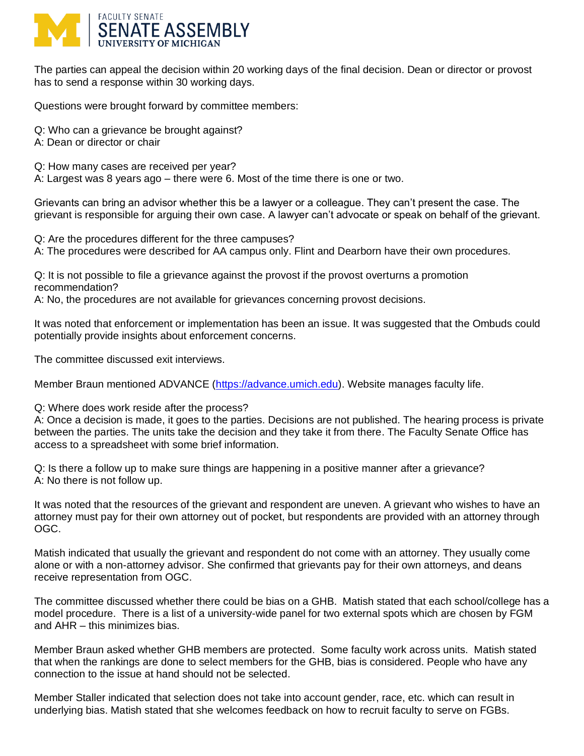The parties can appeal the decision within 20 working days of the final decision. Dean or director or provost has to send a response within 30 working days.

Questions were brought forward by committee members:

Q: Who can a grievance be brought against?
A: Dean or director or chair

Q: How many cases are received per year?
A: Largest was 8 years ago – there were 6. Most of the time there is one or two.

Grievants can bring an advisor whether this be a lawyer or a colleague. They can't present the case. The grievant is responsible for arguing their own case. A lawyer can't advocate or speak on behalf of the grievant.

Q: Are the procedures different for the three campuses?
A: The procedures were described for AA campus only. Flint and Dearborn have their own procedures.

Q: It is not possible to file a grievance against the provost if the provost overturns a promotion recommendation?
A: No, the procedures are not available for grievances concerning provost decisions.

It was noted that enforcement or implementation has been an issue. It was suggested that the Ombuds could potentially provide insights about enforcement concerns.

The committee discussed exit interviews.

Member Braun mentioned ADVANCE (https://advance.umich.edu). Website manages faculty life.

Q: Where does work reside after the process?
A: Once a decision is made, it goes to the parties. Decisions are not published. The hearing process is private between the parties. The units take the decision and they take it from there. The Faculty Senate Office has access to a spreadsheet with some brief information.

Q: Is there a follow up to make sure things are happening in a positive manner after a grievance?
A: No there is not follow up.

It was noted that the resources of the grievant and respondent are uneven. A grievant who wishes to have an attorney must pay for their own attorney out of pocket, but respondents are provided with an attorney through OGC.

Matish indicated that usually the grievant and respondent do not come with an attorney. They usually come alone or with a non-attorney advisor. She confirmed that grievants pay for their own attorneys, and deans receive representation from OGC.

The committee discussed whether there could be bias on a GHB. Matish stated that each school/college has a model procedure. There is a list of a university-wide panel for two external spots which are chosen by FGM and AHR – this minimizes bias.

Member Braun asked whether GHB members are protected. Some faculty work across units. Matish stated that when the rankings are done to select members for the GHB, bias is considered. People who have any connection to the issue at hand should not be selected.

Member Staller indicated that selection does not take into account gender, race, etc. which can result in underlying bias. Matish stated that she welcomes feedback on how to recruit faculty to serve on FGBs.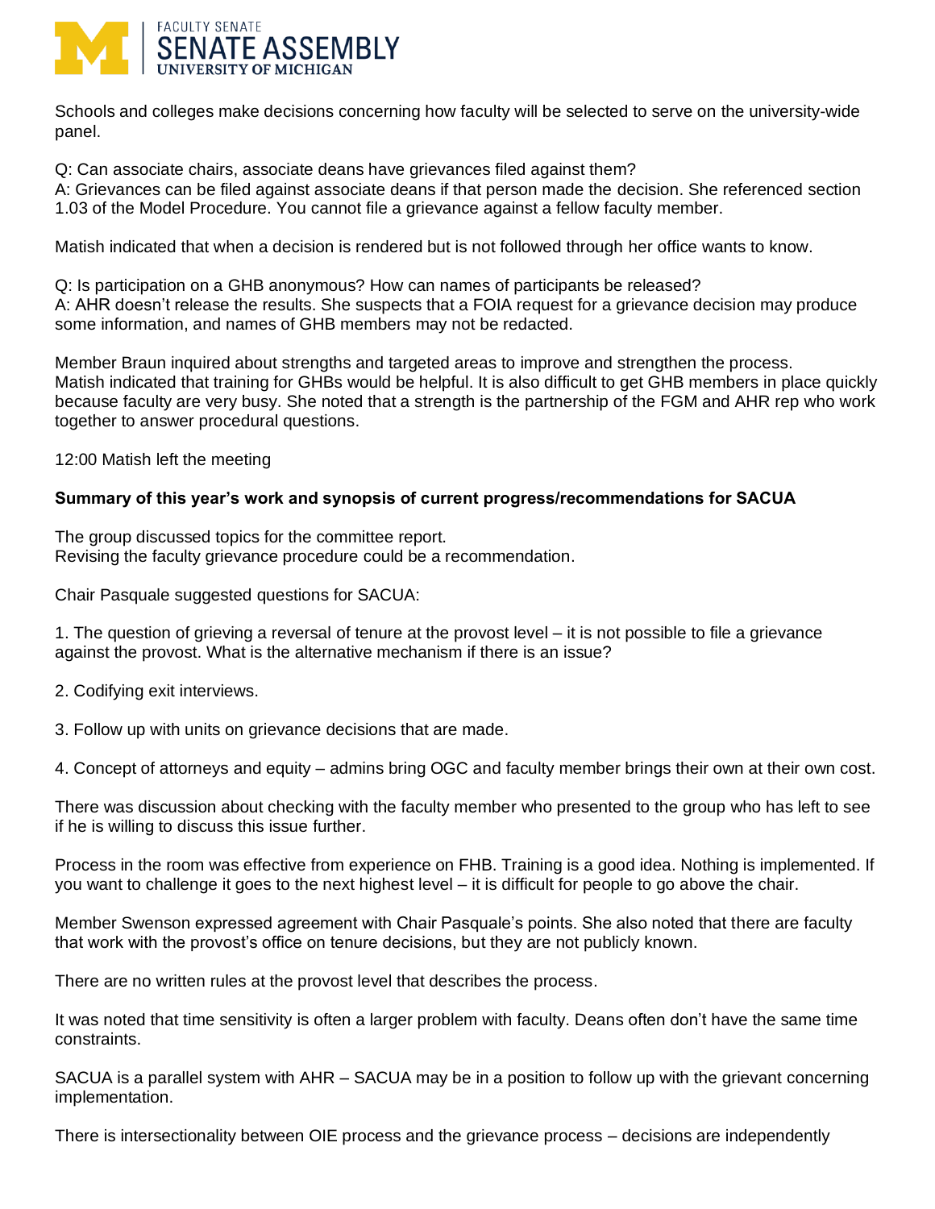Schools and colleges make decisions concerning how faculty will be selected to serve on the university-wide panel.

Q: Can associate chairs, associate deans have grievances filed against them?
A: Grievances can be filed against associate deans if that person made the decision. She referenced section 1.03 of the Model Procedure. You cannot file a grievance against a fellow faculty member.

Matish indicated that when a decision is rendered but is not followed through her office wants to know.

Q: Is participation on a GHB anonymous? How can names of participants be released?
A: AHR doesn't release the results. She suspects that a FOIA request for a grievance decision may produce some information, and names of GHB members may not be redacted.

Member Braun inquired about strengths and targeted areas to improve and strengthen the process. Matish indicated that training for GHBs would be helpful. It is also difficult to get GHB members in place quickly because faculty are very busy. She noted that a strength is the partnership of the FGM and AHR rep who work together to answer procedural questions.

12:00 Matish left the meeting

**Summary of this year's work and synopsis of current progress/recommendations for SACUA**

The group discussed topics for the committee report.
Revising the faculty grievance procedure could be a recommendation.

Chair Pasquale suggested questions for SACUA:

1. The question of grieving a reversal of tenure at the provost level – it is not possible to file a grievance against the provost. What is the alternative mechanism if there is an issue?

2. Codifying exit interviews.

3. Follow up with units on grievance decisions that are made.

4. Concept of attorneys and equity – admins bring OGC and faculty member brings their own at their own cost.

There was discussion about checking with the faculty member who presented to the group who has left to see if he is willing to discuss this issue further.

Process in the room was effective from experience on FHB. Training is a good idea. Nothing is implemented. If you want to challenge it goes to the next highest level – it is difficult for people to go above the chair.

Member Swenson expressed agreement with Chair Pasquale's points. She also noted that there are faculty that work with the provost's office on tenure decisions, but they are not publicly known.

There are no written rules at the provost level that describes the process.

It was noted that time sensitivity is often a larger problem with faculty. Deans often don't have the same time constraints.

SACUA is a parallel system with AHR – SACUA may be in a position to follow up with the grievant concerning implementation.

There is intersectionality between OIE process and the grievance process – decisions are independently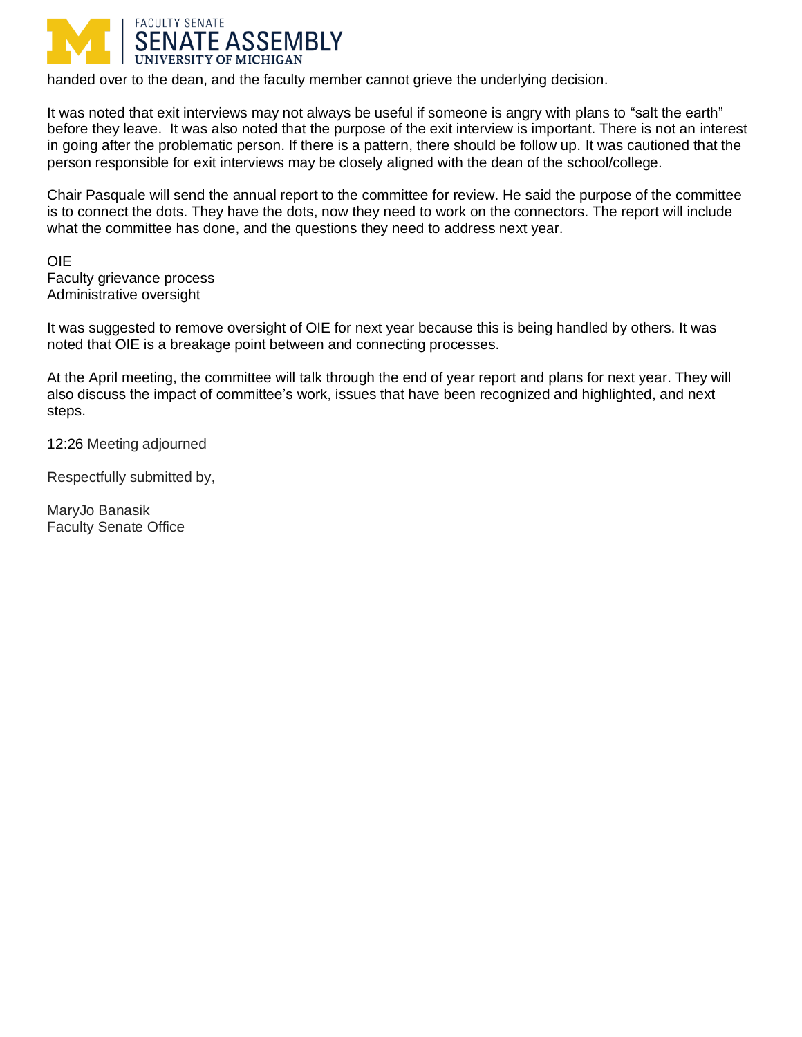handed over to the dean, and the faculty member cannot grieve the underlying decision.

It was noted that exit interviews may not always be useful if someone is angry with plans to "salt the earth" before they leave. It was also noted that the purpose of the exit interview is important. There is not an interest in going after the problematic person. If there is a pattern, there should be follow up. It was cautioned that the person responsible for exit interviews may be closely aligned with the dean of the school/college.

Chair Pasquale will send the annual report to the committee for review. He said the purpose of the committee is to connect the dots. They have the dots, now they need to work on the connectors. The report will include what the committee has done, and the questions they need to address next year.

OIE
Faculty grievance process
Administrative oversight

It was suggested to remove oversight of OIE for next year because this is being handled by others. It was noted that OIE is a breakage point between and connecting processes.

At the April meeting, the committee will talk through the end of year report and plans for next year. They will also discuss the impact of committee's work, issues that have been recognized and highlighted, and next steps.

12:26 Meeting adjourned

Respectfully submitted by,

MaryJo Banasik
Faculty Senate Office